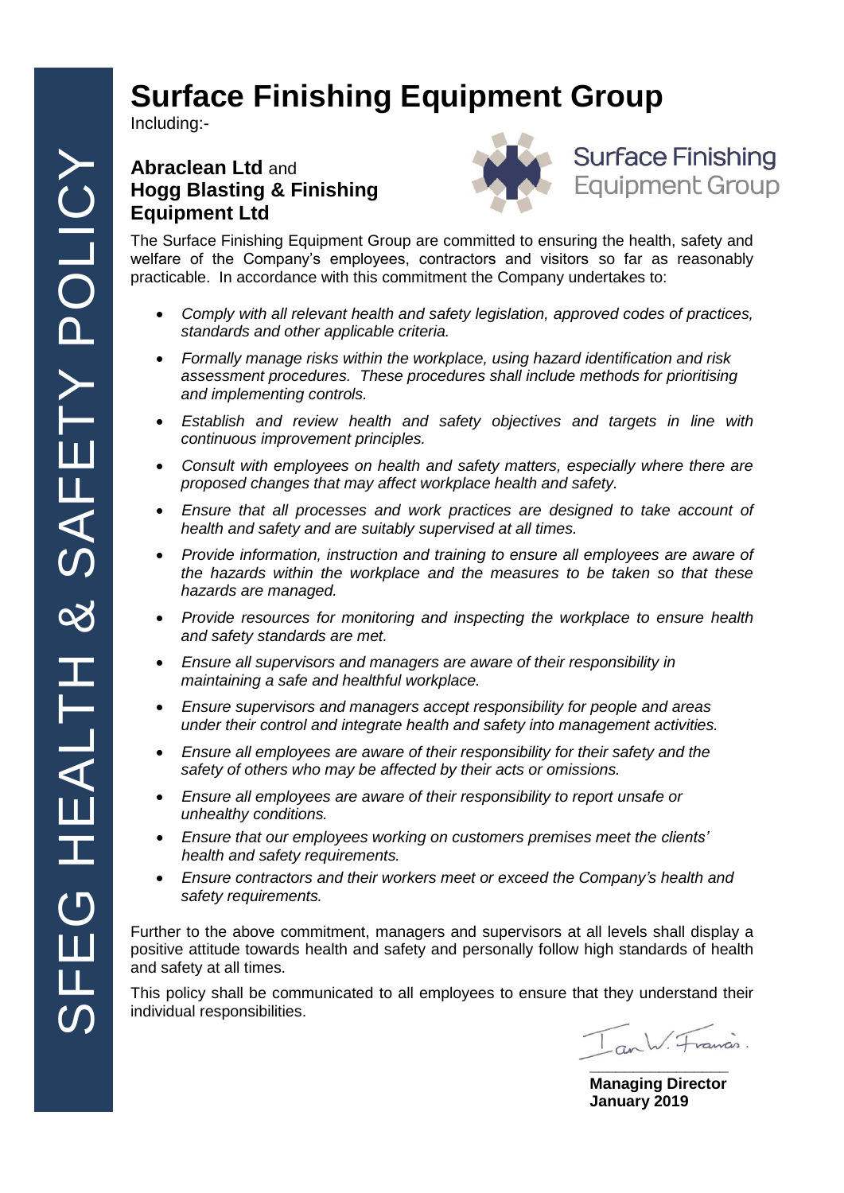SFEG HEALTH & SAFETY POLICY

# Surface Finishing Equipment Group

Including:-

**Abraclean Ltd** and
**Hogg Blasting & Finishing Equipment Ltd**

Surface Finishing Equipment Group

The Surface Finishing Equipment Group are committed to ensuring the health, safety and welfare of the Company's employees, contractors and visitors so far as reasonably practicable. In accordance with this commitment the Company undertakes to:

- *Comply with all relevant health and safety legislation, approved codes of practices, standards and other applicable criteria.*
- *Formally manage risks within the workplace, using hazard identification and risk assessment procedures. These procedures shall include methods for prioritising and implementing controls.*
- *Establish and review health and safety objectives and targets in line with continuous improvement principles.*
- *Consult with employees on health and safety matters, especially where there are proposed changes that may affect workplace health and safety.*
- *Ensure that all processes and work practices are designed to take account of health and safety and are suitably supervised at all times.*
- *Provide information, instruction and training to ensure all employees are aware of the hazards within the workplace and the measures to be taken so that these hazards are managed.*
- *Provide resources for monitoring and inspecting the workplace to ensure health and safety standards are met.*
- *Ensure all supervisors and managers are aware of their responsibility in maintaining a safe and healthful workplace.*
- *Ensure supervisors and managers accept responsibility for people and areas under their control and integrate health and safety into management activities.*
- *Ensure all employees are aware of their responsibility for their safety and the safety of others who may be affected by their acts or omissions.*
- *Ensure all employees are aware of their responsibility to report unsafe or unhealthy conditions.*
- *Ensure that our employees working on customers premises meet the clients' health and safety requirements.*
- *Ensure contractors and their workers meet or exceed the Company's health and safety requirements.*

Further to the above commitment, managers and supervisors at all levels shall display a positive attitude towards health and safety and personally follow high standards of health and safety at all times.

This policy shall be communicated to all employees to ensure that they understand their individual responsibilities.

Ian W. Francis.

**Managing Director**
**January 2019**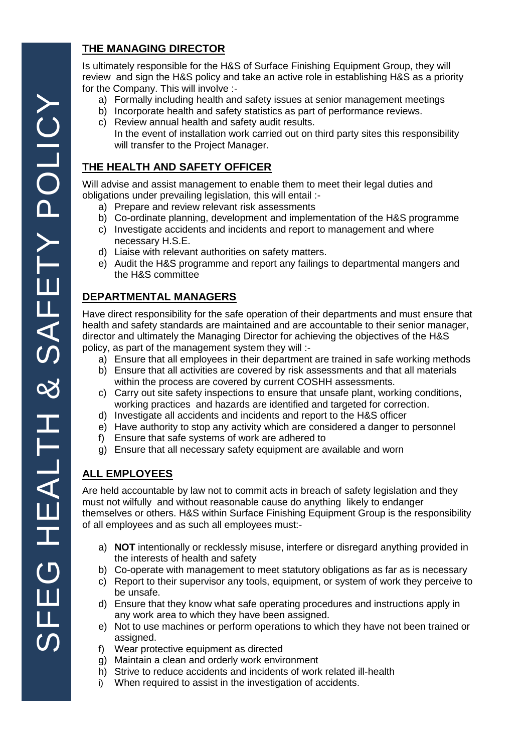## THE MANAGING DIRECTOR

Is ultimately responsible for the H&S of Surface Finishing Equipment Group, they will review and sign the H&S policy and take an active role in establishing H&S as a priority for the Company. This will involve :-

a) Formally including health and safety issues at senior management meetings
b) Incorporate health and safety statistics as part of performance reviews.
c) Review annual health and safety audit results.
   In the event of installation work carried out on third party sites this responsibility will transfer to the Project Manager.

## THE HEALTH AND SAFETY OFFICER

Will advise and assist management to enable them to meet their legal duties and obligations under prevailing legislation, this will entail :-

a) Prepare and review relevant risk assessments
b) Co-ordinate planning, development and implementation of the H&S programme
c) Investigate accidents and incidents and report to management and where necessary H.S.E.
d) Liaise with relevant authorities on safety matters.
e) Audit the H&S programme and report any failings to departmental mangers and the H&S committee

## DEPARTMENTAL MANAGERS

Have direct responsibility for the safe operation of their departments and must ensure that health and safety standards are maintained and are accountable to their senior manager, director and ultimately the Managing Director for achieving the objectives of the H&S policy, as part of the management system they will :-

a) Ensure that all employees in their department are trained in safe working methods
b) Ensure that all activities are covered by risk assessments and that all materials within the process are covered by current COSHH assessments.
c) Carry out site safety inspections to ensure that unsafe plant, working conditions, working practices and hazards are identified and targeted for correction.
d) Investigate all accidents and incidents and report to the H&S officer
e) Have authority to stop any activity which are considered a danger to personnel
f) Ensure that safe systems of work are adhered to
g) Ensure that all necessary safety equipment are available and worn

## ALL EMPLOYEES

Are held accountable by law not to commit acts in breach of safety legislation and they must not wilfully and without reasonable cause do anything likely to endanger themselves or others. H&S within Surface Finishing Equipment Group is the responsibility of all employees and as such all employees must:-

a) **NOT** intentionally or recklessly misuse, interfere or disregard anything provided in the interests of health and safety
b) Co-operate with management to meet statutory obligations as far as is necessary
c) Report to their supervisor any tools, equipment, or system of work they perceive to be unsafe.
d) Ensure that they know what safe operating procedures and instructions apply in any work area to which they have been assigned.
e) Not to use machines or perform operations to which they have not been trained or assigned.
f) Wear protective equipment as directed
g) Maintain a clean and orderly work environment
h) Strive to reduce accidents and incidents of work related ill-health
i) When required to assist in the investigation of accidents.